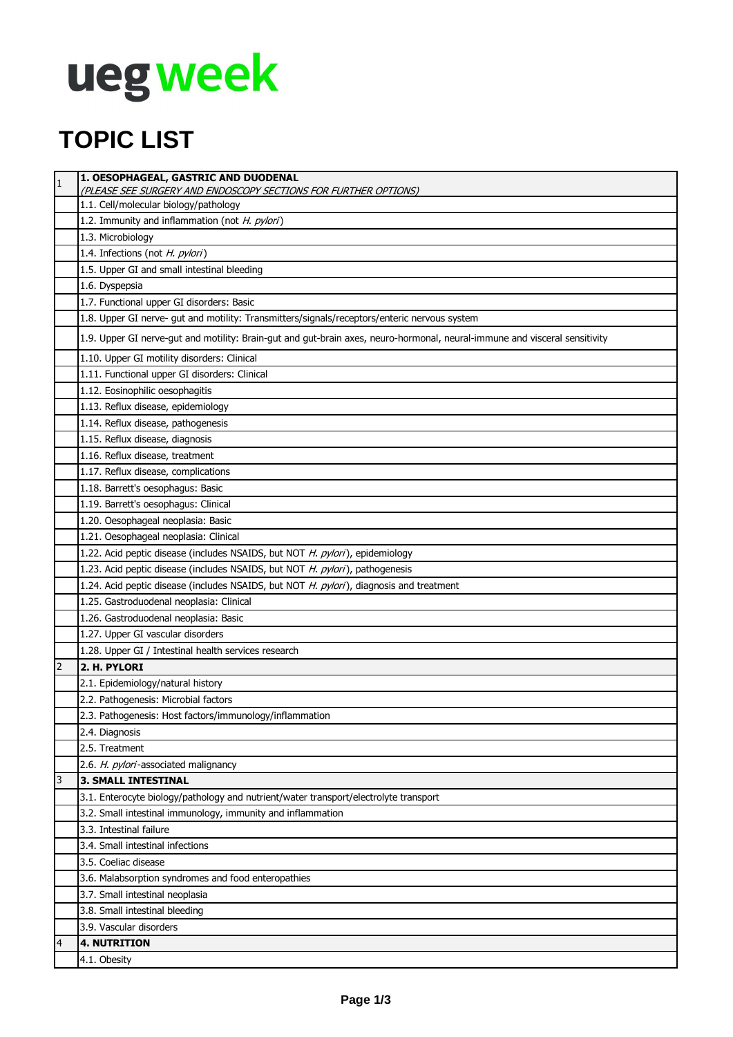ueg week

# TOPIC LIST

| | |
|---|---|
| 1 | **1. OESOPHAGEAL, GASTRIC AND DUODENAL**<br>*(PLEASE SEE SURGERY AND ENDOSCOPY SECTIONS FOR FURTHER OPTIONS)* |
| | 1.1. Cell/molecular biology/pathology |
| | 1.2. Immunity and inflammation (not *H. pylori*) |
| | 1.3. Microbiology |
| | 1.4. Infections (not *H. pylori*) |
| | 1.5. Upper GI and small intestinal bleeding |
| | 1.6. Dyspepsia |
| | 1.7. Functional upper GI disorders: Basic |
| | 1.8. Upper GI nerve- gut and motility: Transmitters/signals/receptors/enteric nervous system |
| | 1.9. Upper GI nerve-gut and motility: Brain-gut and gut-brain axes, neuro-hormonal, neural-immune and visceral sensitivity |
| | 1.10. Upper GI motility disorders: Clinical |
| | 1.11. Functional upper GI disorders: Clinical |
| | 1.12. Eosinophilic oesophagitis |
| | 1.13. Reflux disease, epidemiology |
| | 1.14. Reflux disease, pathogenesis |
| | 1.15. Reflux disease, diagnosis |
| | 1.16. Reflux disease, treatment |
| | 1.17. Reflux disease, complications |
| | 1.18. Barrett's oesophagus: Basic |
| | 1.19. Barrett's oesophagus: Clinical |
| | 1.20. Oesophageal neoplasia: Basic |
| | 1.21. Oesophageal neoplasia: Clinical |
| | 1.22. Acid peptic disease (includes NSAIDS, but NOT *H. pylori*), epidemiology |
| | 1.23. Acid peptic disease (includes NSAIDS, but NOT *H. pylori*), pathogenesis |
| | 1.24. Acid peptic disease (includes NSAIDS, but NOT *H. pylori*), diagnosis and treatment |
| | 1.25. Gastroduodenal neoplasia: Clinical |
| | 1.26. Gastroduodenal neoplasia: Basic |
| | 1.27. Upper GI vascular disorders |
| | 1.28. Upper GI / Intestinal health services research |
| 2 | **2. H. PYLORI** |
| | 2.1. Epidemiology/natural history |
| | 2.2. Pathogenesis: Microbial factors |
| | 2.3. Pathogenesis: Host factors/immunology/inflammation |
| | 2.4. Diagnosis |
| | 2.5. Treatment |
| | 2.6. *H. pylori*-associated malignancy |
| 3 | **3. SMALL INTESTINAL** |
| | 3.1. Enterocyte biology/pathology and nutrient/water transport/electrolyte transport |
| | 3.2. Small intestinal immunology, immunity and inflammation |
| | 3.3. Intestinal failure |
| | 3.4. Small intestinal infections |
| | 3.5. Coeliac disease |
| | 3.6. Malabsorption syndromes and food enteropathies |
| | 3.7. Small intestinal neoplasia |
| | 3.8. Small intestinal bleeding |
| | 3.9. Vascular disorders |
| 4 | **4. NUTRITION** |
| | 4.1. Obesity |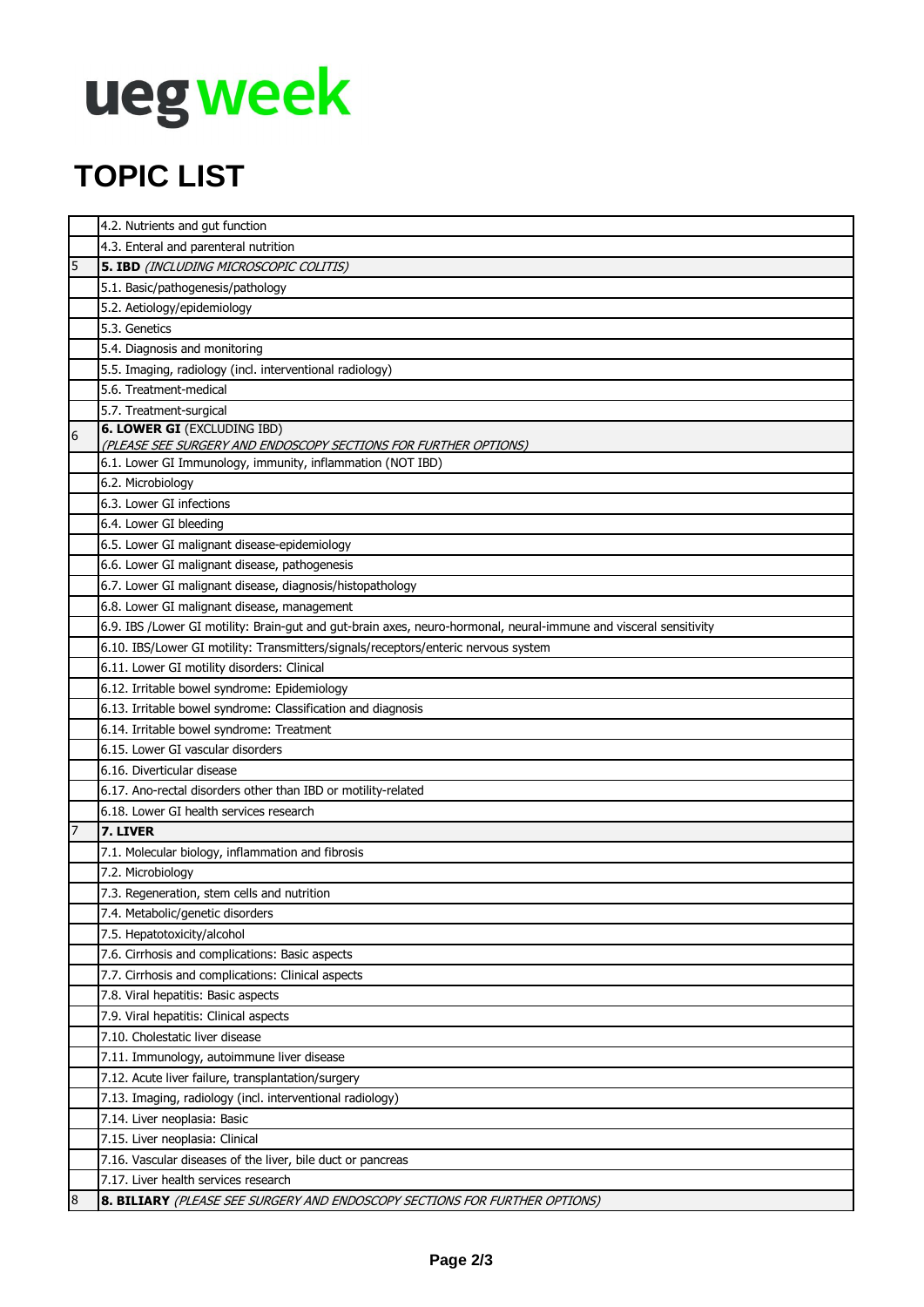# ueg week

# TOPIC LIST

| | |
|---|---|
| | 4.2. Nutrients and gut function |
| | 4.3. Enteral and parenteral nutrition |
| 5 | **5. IBD** *(INCLUDING MICROSCOPIC COLITIS)* |
| | 5.1. Basic/pathogenesis/pathology |
| | 5.2. Aetiology/epidemiology |
| | 5.3. Genetics |
| | 5.4. Diagnosis and monitoring |
| | 5.5. Imaging, radiology (incl. interventional radiology) |
| | 5.6. Treatment-medical |
| | 5.7. Treatment-surgical |
| 6 | **6. LOWER GI** (EXCLUDING IBD) *(PLEASE SEE SURGERY AND ENDOSCOPY SECTIONS FOR FURTHER OPTIONS)* |
| | 6.1. Lower GI Immunology, immunity, inflammation (NOT IBD) |
| | 6.2. Microbiology |
| | 6.3. Lower GI infections |
| | 6.4. Lower GI bleeding |
| | 6.5. Lower GI malignant disease-epidemiology |
| | 6.6. Lower GI malignant disease, pathogenesis |
| | 6.7. Lower GI malignant disease, diagnosis/histopathology |
| | 6.8. Lower GI malignant disease, management |
| | 6.9. IBS /Lower GI motility: Brain-gut and gut-brain axes, neuro-hormonal, neural-immune and visceral sensitivity |
| | 6.10. IBS/Lower GI motility: Transmitters/signals/receptors/enteric nervous system |
| | 6.11. Lower GI motility disorders: Clinical |
| | 6.12. Irritable bowel syndrome: Epidemiology |
| | 6.13. Irritable bowel syndrome: Classification and diagnosis |
| | 6.14. Irritable bowel syndrome: Treatment |
| | 6.15. Lower GI vascular disorders |
| | 6.16. Diverticular disease |
| | 6.17. Ano-rectal disorders other than IBD or motility-related |
| | 6.18. Lower GI health services research |
| 7 | **7. LIVER** |
| | 7.1. Molecular biology, inflammation and fibrosis |
| | 7.2. Microbiology |
| | 7.3. Regeneration, stem cells and nutrition |
| | 7.4. Metabolic/genetic disorders |
| | 7.5. Hepatotoxicity/alcohol |
| | 7.6. Cirrhosis and complications: Basic aspects |
| | 7.7. Cirrhosis and complications: Clinical aspects |
| | 7.8. Viral hepatitis: Basic aspects |
| | 7.9. Viral hepatitis: Clinical aspects |
| | 7.10. Cholestatic liver disease |
| | 7.11. Immunology, autoimmune liver disease |
| | 7.12. Acute liver failure, transplantation/surgery |
| | 7.13. Imaging, radiology (incl. interventional radiology) |
| | 7.14. Liver neoplasia: Basic |
| | 7.15. Liver neoplasia: Clinical |
| | 7.16. Vascular diseases of the liver, bile duct or pancreas |
| | 7.17. Liver health services research |
| 8 | **8. BILIARY** *(PLEASE SEE SURGERY AND ENDOSCOPY SECTIONS FOR FURTHER OPTIONS)* |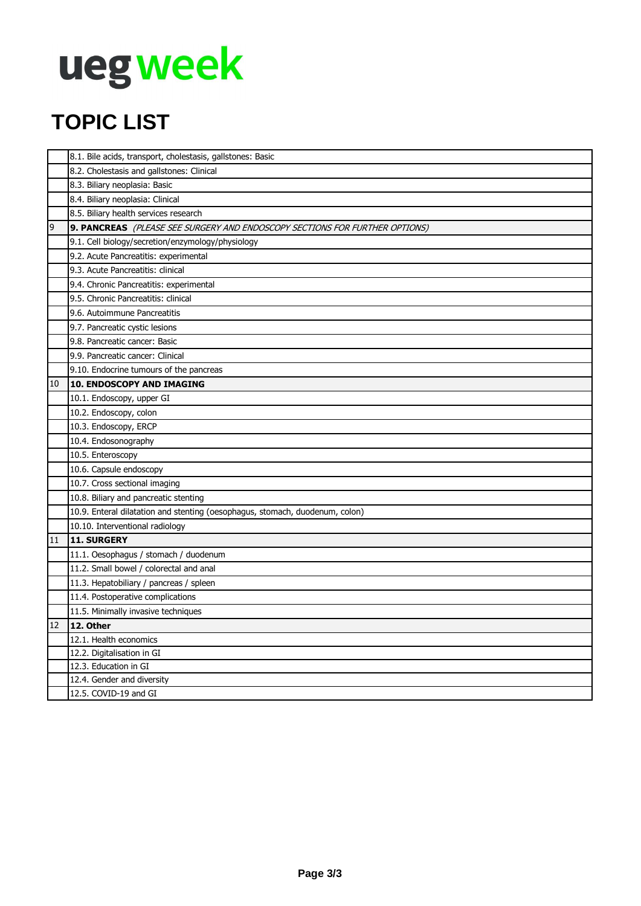# uegweek

## TOPIC LIST

| | |
|---|---|
| | 8.1. Bile acids, transport, cholestasis, gallstones: Basic |
| | 8.2. Cholestasis and gallstones: Clinical |
| | 8.3. Biliary neoplasia: Basic |
| | 8.4. Biliary neoplasia: Clinical |
| | 8.5. Biliary health services research |
| 9 | **9. PANCREAS** *(PLEASE SEE SURGERY AND ENDOSCOPY SECTIONS FOR FURTHER OPTIONS)* |
| | 9.1. Cell biology/secretion/enzymology/physiology |
| | 9.2. Acute Pancreatitis: experimental |
| | 9.3. Acute Pancreatitis: clinical |
| | 9.4. Chronic Pancreatitis: experimental |
| | 9.5. Chronic Pancreatitis: clinical |
| | 9.6. Autoimmune Pancreatitis |
| | 9.7. Pancreatic cystic lesions |
| | 9.8. Pancreatic cancer: Basic |
| | 9.9. Pancreatic cancer: Clinical |
| | 9.10. Endocrine tumours of the pancreas |
| 10 | **10. ENDOSCOPY AND IMAGING** |
| | 10.1. Endoscopy, upper GI |
| | 10.2. Endoscopy, colon |
| | 10.3. Endoscopy, ERCP |
| | 10.4. Endosonography |
| | 10.5. Enteroscopy |
| | 10.6. Capsule endoscopy |
| | 10.7. Cross sectional imaging |
| | 10.8. Biliary and pancreatic stenting |
| | 10.9. Enteral dilatation and stenting (oesophagus, stomach, duodenum, colon) |
| | 10.10. Interventional radiology |
| 11 | **11. SURGERY** |
| | 11.1. Oesophagus / stomach / duodenum |
| | 11.2. Small bowel / colorectal and anal |
| | 11.3. Hepatobiliary / pancreas / spleen |
| | 11.4. Postoperative complications |
| | 11.5. Minimally invasive techniques |
| 12 | **12. Other** |
| | 12.1. Health economics |
| | 12.2. Digitalisation in GI |
| | 12.3. Education in GI |
| | 12.4. Gender and diversity |
| | 12.5. COVID-19 and GI |